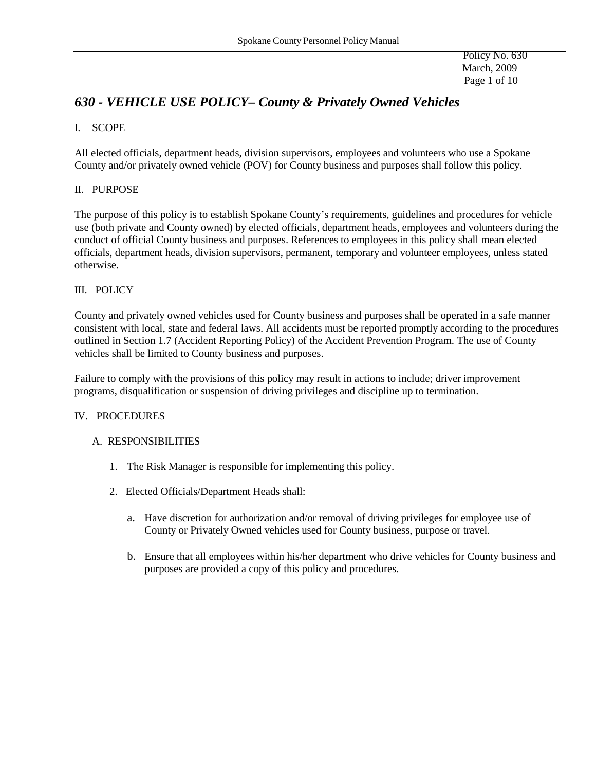# *630 - VEHICLE USE POLICY– County & Privately Owned Vehicles*

Policy No. 630
March, 2009

## I. SCOPE

All elected officials, department heads, division supervisors, employees and volunteers who use a Spokane County and/or privately owned vehicle (POV) for County business and purposes shall follow this policy.

## II. PURPOSE

The purpose of this policy is to establish Spokane County's requirements, guidelines and procedures for vehicle use (both private and County owned) by elected officials, department heads, employees and volunteers during the conduct of official County business and purposes. References to employees in this policy shall mean elected officials, department heads, division supervisors, permanent, temporary and volunteer employees, unless stated otherwise.

## III. POLICY

County and privately owned vehicles used for County business and purposes shall be operated in a safe manner consistent with local, state and federal laws. All accidents must be reported promptly according to the procedures outlined in Section 1.7 (Accident Reporting Policy) of the Accident Prevention Program. The use of County vehicles shall be limited to County business and purposes.

Failure to comply with the provisions of this policy may result in actions to include; driver improvement programs, disqualification or suspension of driving privileges and discipline up to termination.

## IV. PROCEDURES

### A. RESPONSIBILITIES

1. The Risk Manager is responsible for implementing this policy.

2. Elected Officials/Department Heads shall:

   a. Have discretion for authorization and/or removal of driving privileges for employee use of County or Privately Owned vehicles used for County business, purpose or travel.

   b. Ensure that all employees within his/her department who drive vehicles for County business and purposes are provided a copy of this policy and procedures.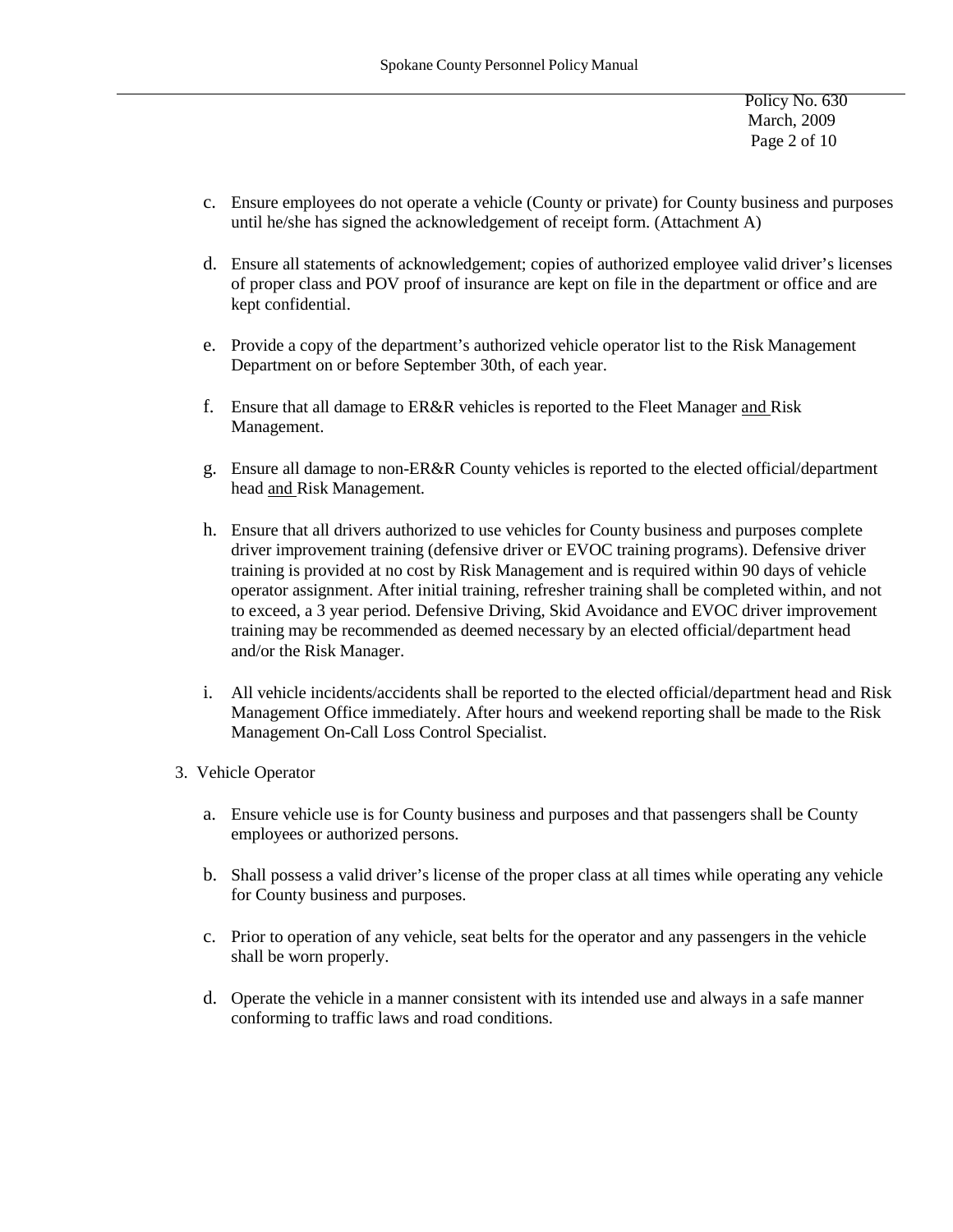c. Ensure employees do not operate a vehicle (County or private) for County business and purposes until he/she has signed the acknowledgement of receipt form. (Attachment A)

d. Ensure all statements of acknowledgement; copies of authorized employee valid driver's licenses of proper class and POV proof of insurance are kept on file in the department or office and are kept confidential.

e. Provide a copy of the department's authorized vehicle operator list to the Risk Management Department on or before September 30th, of each year.

f. Ensure that all damage to ER&R vehicles is reported to the Fleet Manager <u>and</u> Risk Management.

g. Ensure all damage to non-ER&R County vehicles is reported to the elected official/department head <u>and</u> Risk Management.

h. Ensure that all drivers authorized to use vehicles for County business and purposes complete driver improvement training (defensive driver or EVOC training programs). Defensive driver training is provided at no cost by Risk Management and is required within 90 days of vehicle operator assignment. After initial training, refresher training shall be completed within, and not to exceed, a 3 year period. Defensive Driving, Skid Avoidance and EVOC driver improvement training may be recommended as deemed necessary by an elected official/department head and/or the Risk Manager.

i. All vehicle incidents/accidents shall be reported to the elected official/department head and Risk Management Office immediately. After hours and weekend reporting shall be made to the Risk Management On-Call Loss Control Specialist.

3. Vehicle Operator

   a. Ensure vehicle use is for County business and purposes and that passengers shall be County employees or authorized persons.

   b. Shall possess a valid driver's license of the proper class at all times while operating any vehicle for County business and purposes.

   c. Prior to operation of any vehicle, seat belts for the operator and any passengers in the vehicle shall be worn properly.

   d. Operate the vehicle in a manner consistent with its intended use and always in a safe manner conforming to traffic laws and road conditions.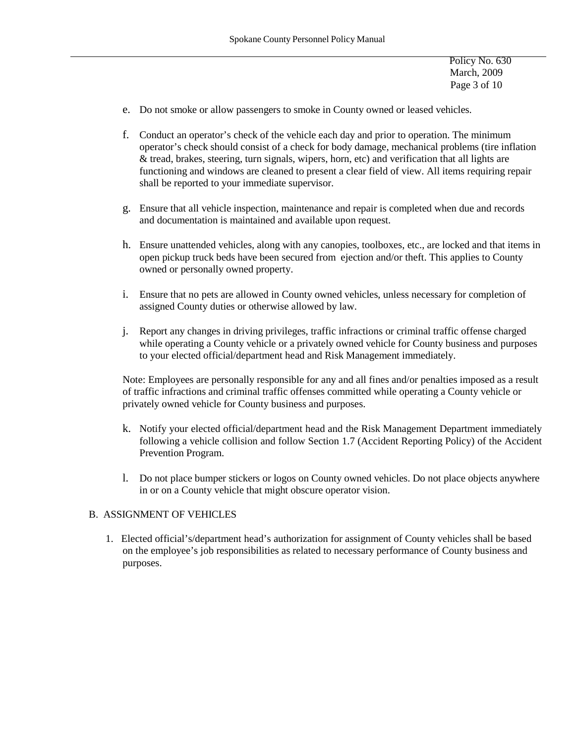e. Do not smoke or allow passengers to smoke in County owned or leased vehicles.

f. Conduct an operator's check of the vehicle each day and prior to operation. The minimum operator's check should consist of a check for body damage, mechanical problems (tire inflation & tread, brakes, steering, turn signals, wipers, horn, etc) and verification that all lights are functioning and windows are cleaned to present a clear field of view. All items requiring repair shall be reported to your immediate supervisor.

g. Ensure that all vehicle inspection, maintenance and repair is completed when due and records and documentation is maintained and available upon request.

h. Ensure unattended vehicles, along with any canopies, toolboxes, etc., are locked and that items in open pickup truck beds have been secured from ejection and/or theft. This applies to County owned or personally owned property.

i. Ensure that no pets are allowed in County owned vehicles, unless necessary for completion of assigned County duties or otherwise allowed by law.

j. Report any changes in driving privileges, traffic infractions or criminal traffic offense charged while operating a County vehicle or a privately owned vehicle for County business and purposes to your elected official/department head and Risk Management immediately.

Note: Employees are personally responsible for any and all fines and/or penalties imposed as a result of traffic infractions and criminal traffic offenses committed while operating a County vehicle or privately owned vehicle for County business and purposes.

k. Notify your elected official/department head and the Risk Management Department immediately following a vehicle collision and follow Section 1.7 (Accident Reporting Policy) of the Accident Prevention Program.

l. Do not place bumper stickers or logos on County owned vehicles. Do not place objects anywhere in or on a County vehicle that might obscure operator vision.

B. ASSIGNMENT OF VEHICLES

1. Elected official's/department head's authorization for assignment of County vehicles shall be based on the employee's job responsibilities as related to necessary performance of County business and purposes.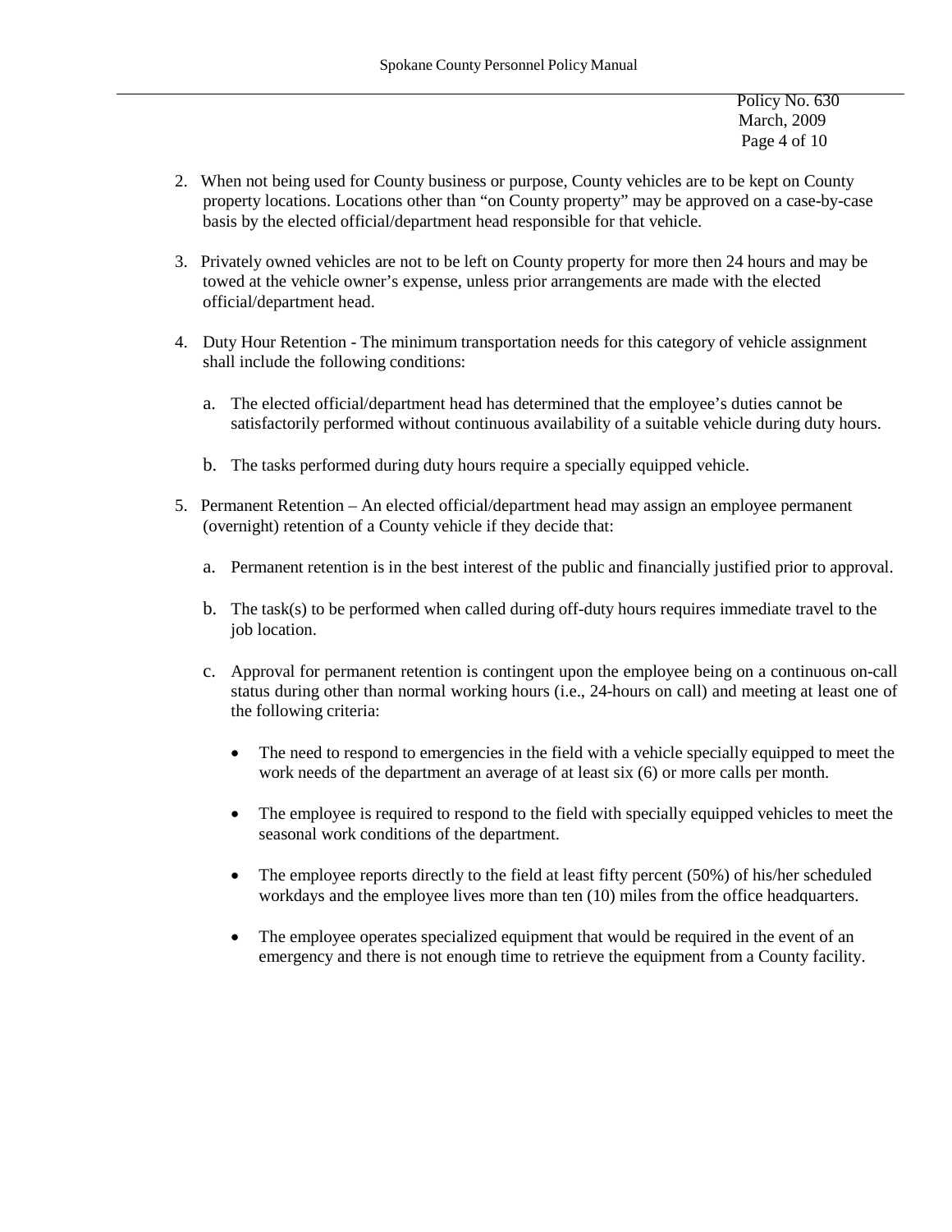2. When not being used for County business or purpose, County vehicles are to be kept on County property locations. Locations other than "on County property" may be approved on a case-by-case basis by the elected official/department head responsible for that vehicle.

3. Privately owned vehicles are not to be left on County property for more then 24 hours and may be towed at the vehicle owner's expense, unless prior arrangements are made with the elected official/department head.

4. Duty Hour Retention - The minimum transportation needs for this category of vehicle assignment shall include the following conditions:

   a. The elected official/department head has determined that the employee's duties cannot be satisfactorily performed without continuous availability of a suitable vehicle during duty hours.

   b. The tasks performed during duty hours require a specially equipped vehicle.

5. Permanent Retention – An elected official/department head may assign an employee permanent (overnight) retention of a County vehicle if they decide that:

   a. Permanent retention is in the best interest of the public and financially justified prior to approval.

   b. The task(s) to be performed when called during off-duty hours requires immediate travel to the job location.

   c. Approval for permanent retention is contingent upon the employee being on a continuous on-call status during other than normal working hours (i.e., 24-hours on call) and meeting at least one of the following criteria:

      - The need to respond to emergencies in the field with a vehicle specially equipped to meet the work needs of the department an average of at least six (6) or more calls per month.

      - The employee is required to respond to the field with specially equipped vehicles to meet the seasonal work conditions of the department.

      - The employee reports directly to the field at least fifty percent (50%) of his/her scheduled workdays and the employee lives more than ten (10) miles from the office headquarters.

      - The employee operates specialized equipment that would be required in the event of an emergency and there is not enough time to retrieve the equipment from a County facility.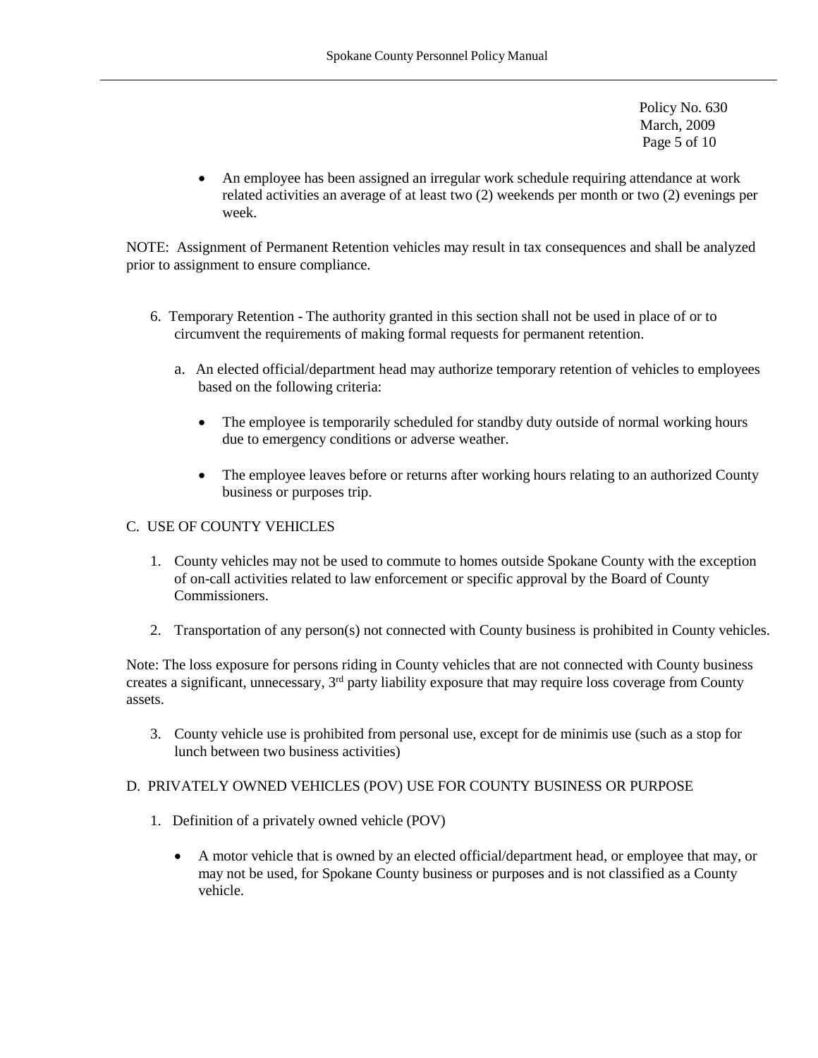- An employee has been assigned an irregular work schedule requiring attendance at work related activities an average of at least two (2) weekends per month or two (2) evenings per week.

NOTE: Assignment of Permanent Retention vehicles may result in tax consequences and shall be analyzed prior to assignment to ensure compliance.

6. Temporary Retention - The authority granted in this section shall not be used in place of or to circumvent the requirements of making formal requests for permanent retention.

   a. An elected official/department head may authorize temporary retention of vehicles to employees based on the following criteria:

      - The employee is temporarily scheduled for standby duty outside of normal working hours due to emergency conditions or adverse weather.

      - The employee leaves before or returns after working hours relating to an authorized County business or purposes trip.

C. USE OF COUNTY VEHICLES

1. County vehicles may not be used to commute to homes outside Spokane County with the exception of on-call activities related to law enforcement or specific approval by the Board of County Commissioners.

2. Transportation of any person(s) not connected with County business is prohibited in County vehicles.

Note: The loss exposure for persons riding in County vehicles that are not connected with County business creates a significant, unnecessary, 3rd party liability exposure that may require loss coverage from County assets.

3. County vehicle use is prohibited from personal use, except for de minimis use (such as a stop for lunch between two business activities)

D. PRIVATELY OWNED VEHICLES (POV) USE FOR COUNTY BUSINESS OR PURPOSE

1. Definition of a privately owned vehicle (POV)

   - A motor vehicle that is owned by an elected official/department head, or employee that may, or may not be used, for Spokane County business or purposes and is not classified as a County vehicle.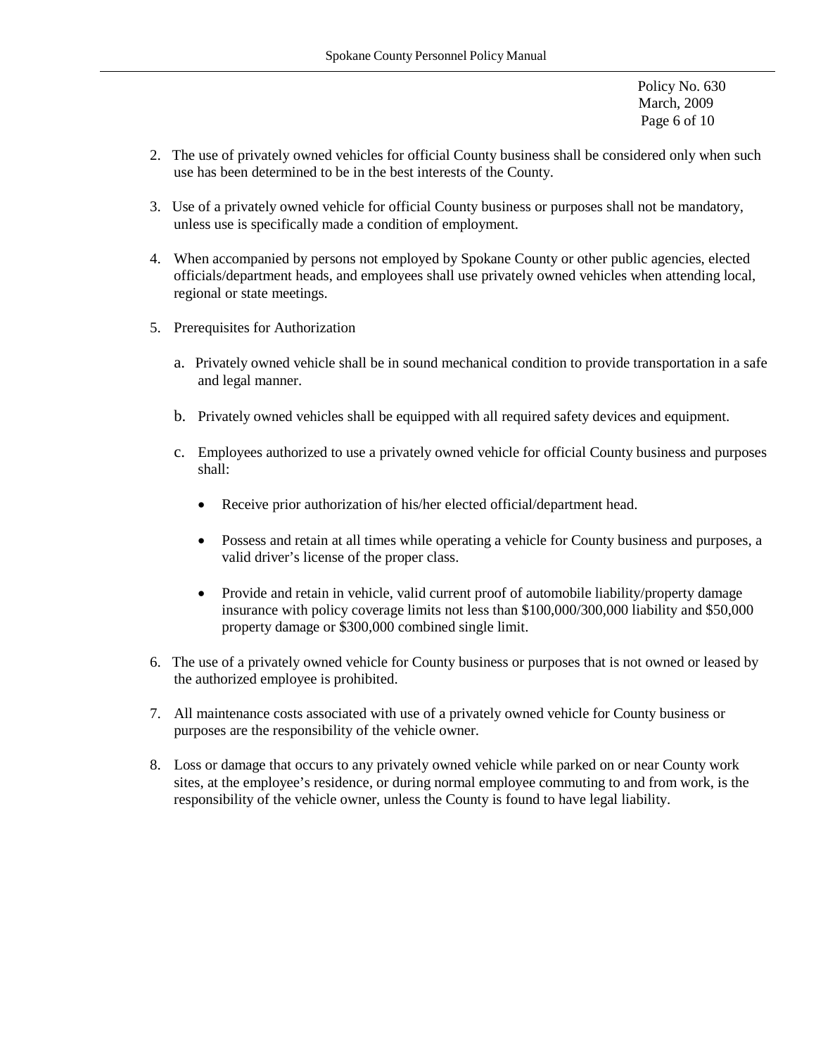Policy No. 630
March, 2009

2. The use of privately owned vehicles for official County business shall be considered only when such use has been determined to be in the best interests of the County.

3. Use of a privately owned vehicle for official County business or purposes shall not be mandatory, unless use is specifically made a condition of employment.

4. When accompanied by persons not employed by Spokane County or other public agencies, elected officials/department heads, and employees shall use privately owned vehicles when attending local, regional or state meetings.

5. Prerequisites for Authorization

   a. Privately owned vehicle shall be in sound mechanical condition to provide transportation in a safe and legal manner.

   b. Privately owned vehicles shall be equipped with all required safety devices and equipment.

   c. Employees authorized to use a privately owned vehicle for official County business and purposes shall:

      - Receive prior authorization of his/her elected official/department head.

      - Possess and retain at all times while operating a vehicle for County business and purposes, a valid driver's license of the proper class.

      - Provide and retain in vehicle, valid current proof of automobile liability/property damage insurance with policy coverage limits not less than $100,000/300,000 liability and $50,000 property damage or $300,000 combined single limit.

6. The use of a privately owned vehicle for County business or purposes that is not owned or leased by the authorized employee is prohibited.

7. All maintenance costs associated with use of a privately owned vehicle for County business or purposes are the responsibility of the vehicle owner.

8. Loss or damage that occurs to any privately owned vehicle while parked on or near County work sites, at the employee's residence, or during normal employee commuting to and from work, is the responsibility of the vehicle owner, unless the County is found to have legal liability.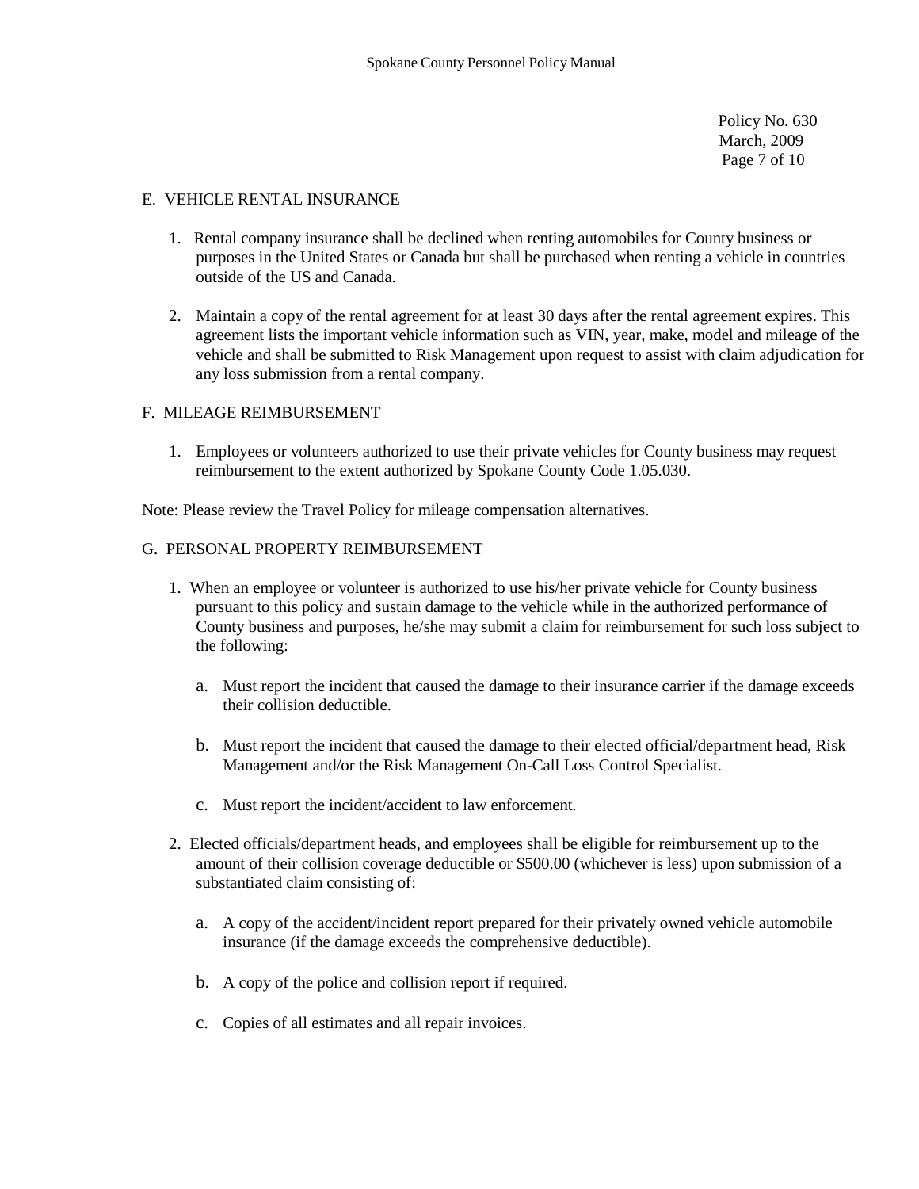Policy No. 630
March, 2009

## E. VEHICLE RENTAL INSURANCE

1. Rental company insurance shall be declined when renting automobiles for County business or purposes in the United States or Canada but shall be purchased when renting a vehicle in countries outside of the US and Canada.

2. Maintain a copy of the rental agreement for at least 30 days after the rental agreement expires. This agreement lists the important vehicle information such as VIN, year, make, model and mileage of the vehicle and shall be submitted to Risk Management upon request to assist with claim adjudication for any loss submission from a rental company.

## F. MILEAGE REIMBURSEMENT

1. Employees or volunteers authorized to use their private vehicles for County business may request reimbursement to the extent authorized by Spokane County Code 1.05.030.

Note: Please review the Travel Policy for mileage compensation alternatives.

## G. PERSONAL PROPERTY REIMBURSEMENT

1. When an employee or volunteer is authorized to use his/her private vehicle for County business pursuant to this policy and sustain damage to the vehicle while in the authorized performance of County business and purposes, he/she may submit a claim for reimbursement for such loss subject to the following:

   a. Must report the incident that caused the damage to their insurance carrier if the damage exceeds their collision deductible.

   b. Must report the incident that caused the damage to their elected official/department head, Risk Management and/or the Risk Management On-Call Loss Control Specialist.

   c. Must report the incident/accident to law enforcement.

2. Elected officials/department heads, and employees shall be eligible for reimbursement up to the amount of their collision coverage deductible or $500.00 (whichever is less) upon submission of a substantiated claim consisting of:

   a. A copy of the accident/incident report prepared for their privately owned vehicle automobile insurance (if the damage exceeds the comprehensive deductible).

   b. A copy of the police and collision report if required.

   c. Copies of all estimates and all repair invoices.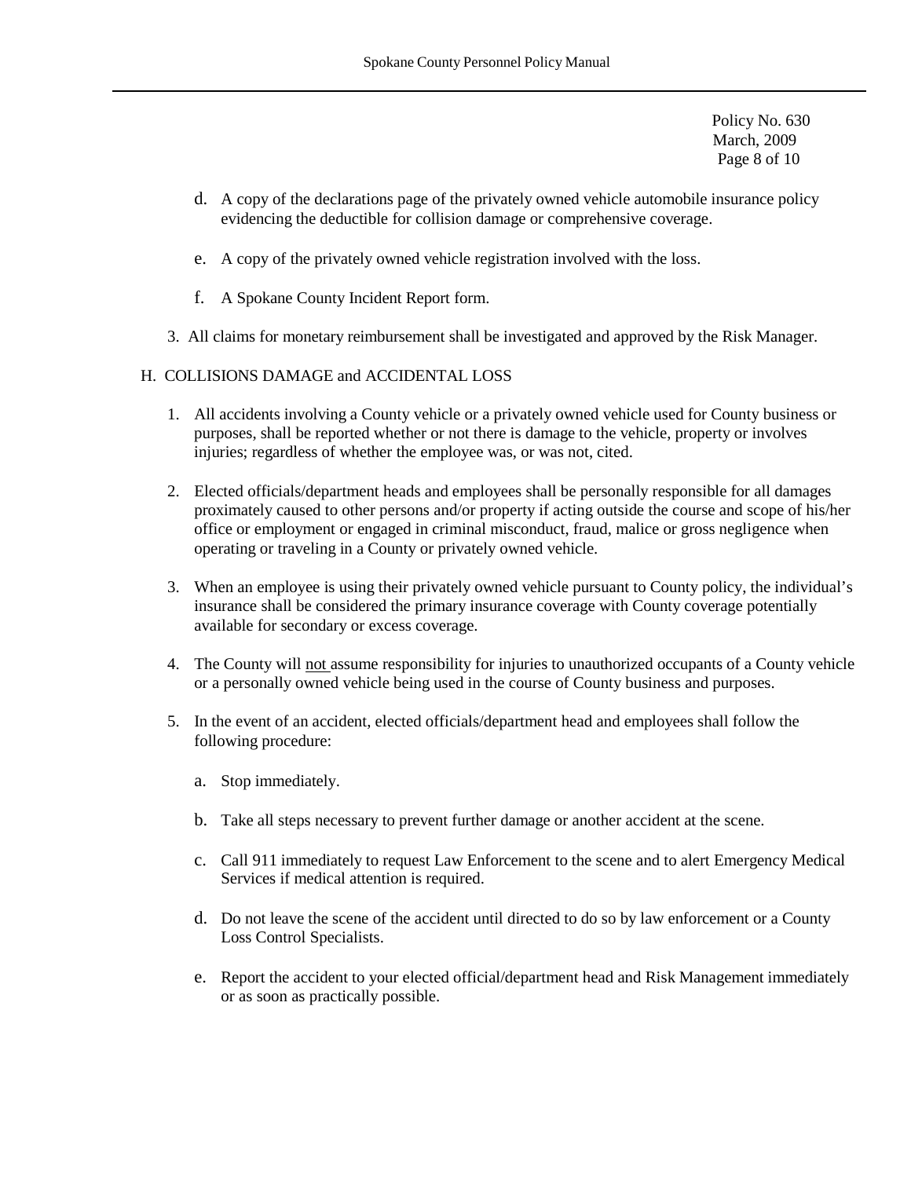d. A copy of the declarations page of the privately owned vehicle automobile insurance policy evidencing the deductible for collision damage or comprehensive coverage.

e. A copy of the privately owned vehicle registration involved with the loss.

f. A Spokane County Incident Report form.

3. All claims for monetary reimbursement shall be investigated and approved by the Risk Manager.

H. COLLISIONS DAMAGE and ACCIDENTAL LOSS

1. All accidents involving a County vehicle or a privately owned vehicle used for County business or purposes, shall be reported whether or not there is damage to the vehicle, property or involves injuries; regardless of whether the employee was, or was not, cited.

2. Elected officials/department heads and employees shall be personally responsible for all damages proximately caused to other persons and/or property if acting outside the course and scope of his/her office or employment or engaged in criminal misconduct, fraud, malice or gross negligence when operating or traveling in a County or privately owned vehicle.

3. When an employee is using their privately owned vehicle pursuant to County policy, the individual's insurance shall be considered the primary insurance coverage with County coverage potentially available for secondary or excess coverage.

4. The County will <u>not</u> assume responsibility for injuries to unauthorized occupants of a County vehicle or a personally owned vehicle being used in the course of County business and purposes.

5. In the event of an accident, elected officials/department head and employees shall follow the following procedure:

   a. Stop immediately.

   b. Take all steps necessary to prevent further damage or another accident at the scene.

   c. Call 911 immediately to request Law Enforcement to the scene and to alert Emergency Medical Services if medical attention is required.

   d. Do not leave the scene of the accident until directed to do so by law enforcement or a County Loss Control Specialists.

   e. Report the accident to your elected official/department head and Risk Management immediately or as soon as practically possible.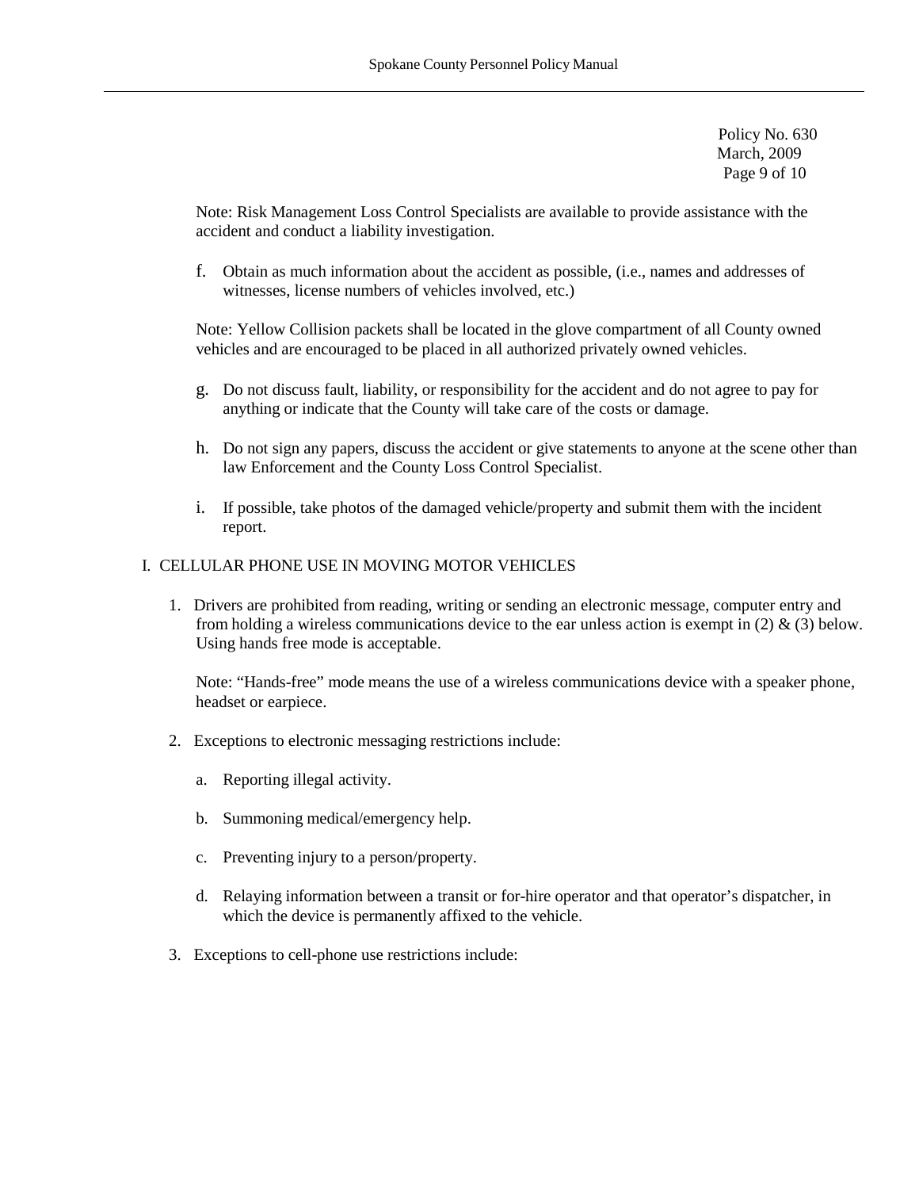Note: Risk Management Loss Control Specialists are available to provide assistance with the accident and conduct a liability investigation.

f. Obtain as much information about the accident as possible, (i.e., names and addresses of witnesses, license numbers of vehicles involved, etc.)

Note: Yellow Collision packets shall be located in the glove compartment of all County owned vehicles and are encouraged to be placed in all authorized privately owned vehicles.

g. Do not discuss fault, liability, or responsibility for the accident and do not agree to pay for anything or indicate that the County will take care of the costs or damage.

h. Do not sign any papers, discuss the accident or give statements to anyone at the scene other than law Enforcement and the County Loss Control Specialist.

i. If possible, take photos of the damaged vehicle/property and submit them with the incident report.

## I. CELLULAR PHONE USE IN MOVING MOTOR VEHICLES

1. Drivers are prohibited from reading, writing or sending an electronic message, computer entry and from holding a wireless communications device to the ear unless action is exempt in (2) & (3) below. Using hands free mode is acceptable.

   Note: "Hands-free" mode means the use of a wireless communications device with a speaker phone, headset or earpiece.

2. Exceptions to electronic messaging restrictions include:

   a. Reporting illegal activity.

   b. Summoning medical/emergency help.

   c. Preventing injury to a person/property.

   d. Relaying information between a transit or for-hire operator and that operator's dispatcher, in which the device is permanently affixed to the vehicle.

3. Exceptions to cell-phone use restrictions include: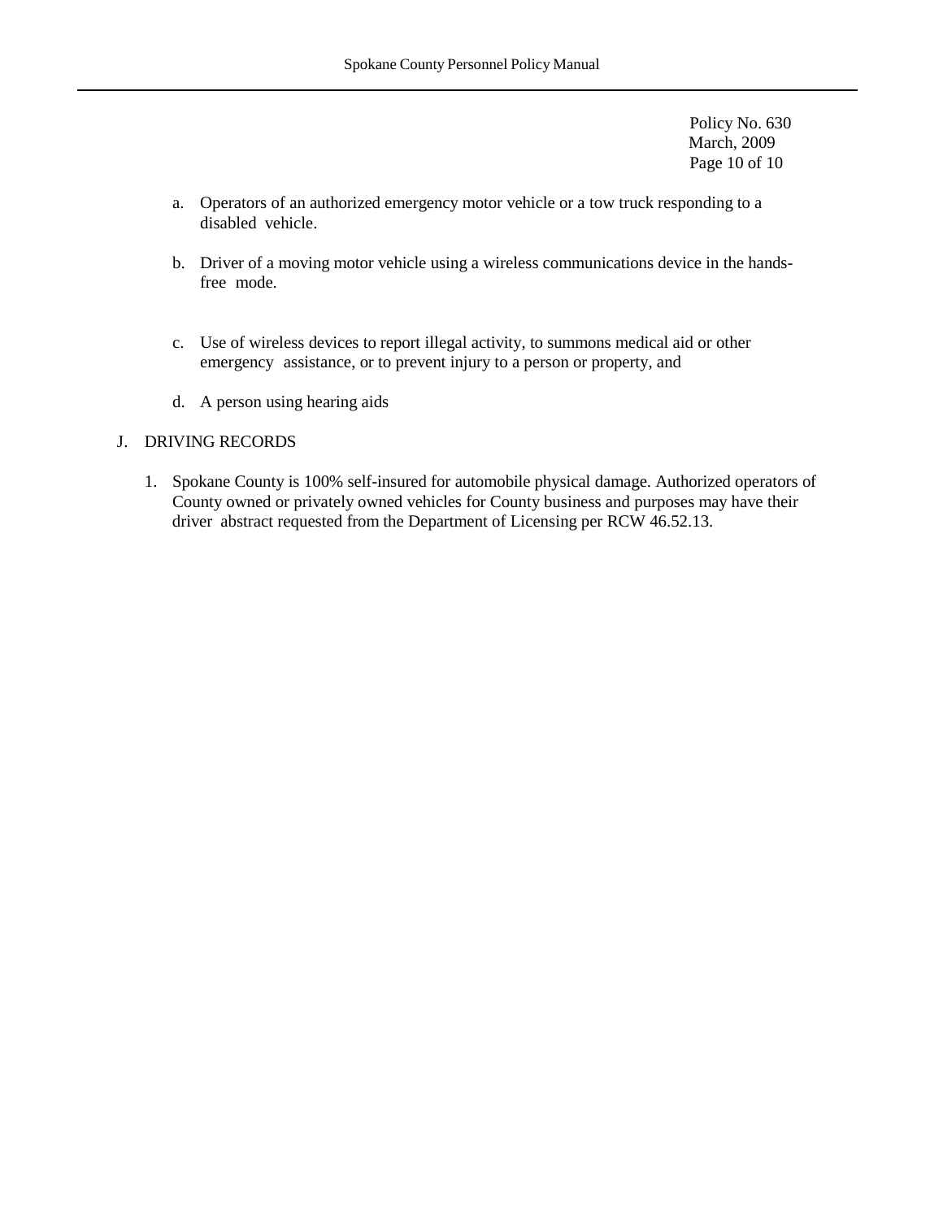Policy No. 630
March, 2009

a. Operators of an authorized emergency motor vehicle or a tow truck responding to a disabled vehicle.

b. Driver of a moving motor vehicle using a wireless communications device in the hands-free mode.

c. Use of wireless devices to report illegal activity, to summons medical aid or other emergency assistance, or to prevent injury to a person or property, and

d. A person using hearing aids

J. DRIVING RECORDS

1. Spokane County is 100% self-insured for automobile physical damage. Authorized operators of County owned or privately owned vehicles for County business and purposes may have their driver abstract requested from the Department of Licensing per RCW 46.52.13.